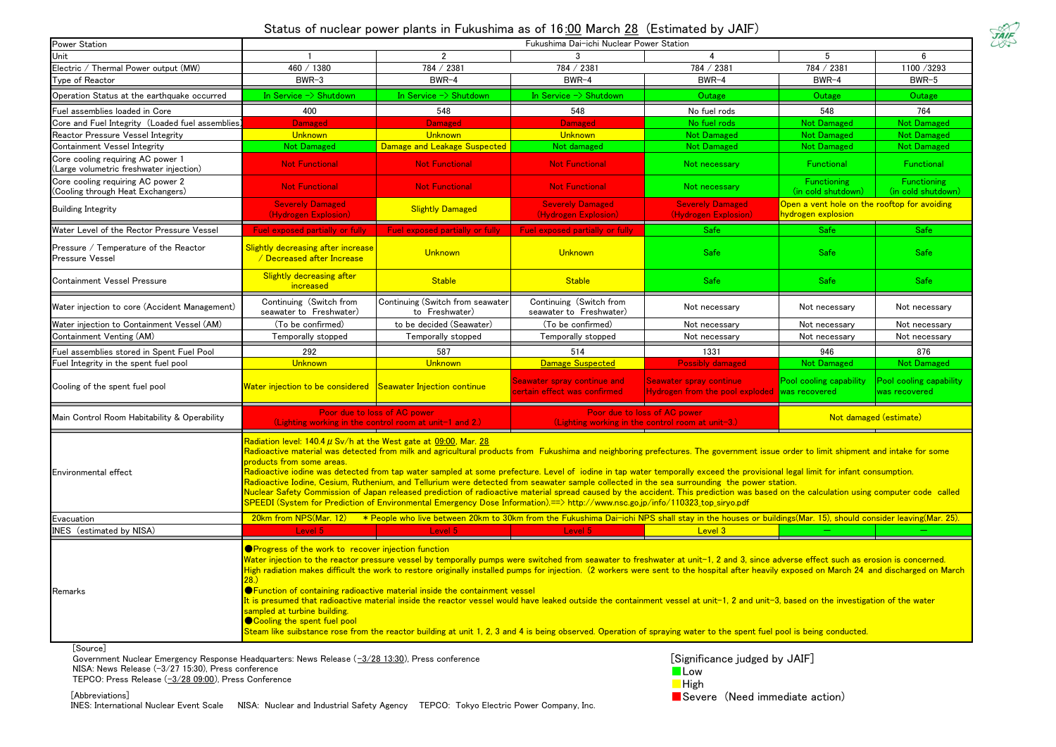# Status of nuclear power plants in Fukushima as of 16:00 March 28 (Estimated by JAIF)

| Power Station | Fukushima Dai-ichi Nuclear Power Station | | | | | |
|---|---|---|---|---|---|---|
| Unit | 1 | 2 | 3 | 4 | 5 | 6 |
| Electric / Thermal Power output (MW) | 460 / 1380 | 784 / 2381 | 784 / 2381 | 784 / 2381 | 784 / 2381 | 1100 /3293 |
| Type of Reactor | BWR-3 | BWR-4 | BWR-4 | BWR-4 | BWR-4 | BWR-5 |
| Operation Status at the earthquake occurred | In Service -> Shutdown | In Service -> Shutdown | In Service -> Shutdown | Outage | Outage | Outage |
| Fuel assemblies loaded in Core | 400 | 548 | 548 | No fuel rods | 548 | 764 |
| Core and Fuel Integrity (Loaded fuel assemblies) | Damaged | Damaged | Damaged | No fuel rods | Not Damaged | Not Damaged |
| Reactor Pressure Vessel Integrity | Unknown | Unknown | Unknown | Not Damaged | Not Damaged | Not Damaged |
| Containment Vessel Integrity | Not Damaged | Damage and Leakage Suspected | Not damaged | Not Damaged | Not Damaged | Not Damaged |
| Core cooling requiring AC power 1 (Large volumetric freshwater injection) | Not Functional | Not Functional | Not Functional | Not necessary | Functional | Functional |
| Core cooling requiring AC power 2 (Cooling through Heat Exchangers) | Not Functional | Not Functional | Not Functional | Not necessary | Functioning (in cold shutdown) | Functioning (in cold shutdown) |
| Building Integrity | Severely Damaged (Hydrogen Explosion) | Slightly Damaged | Severely Damaged (Hydrogen Explosion) | Severely Damaged (Hydrogen Explosion) | Open a vent hole on the rooftop for avoiding hydrogen explosion | |
| Water Level of the Rector Pressure Vessel | Fuel exposed partially or fully | Fuel exposed partially or fully | Fuel exposed partially or fully | Safe | Safe | Safe |
| Pressure / Temperature of the Reactor Pressure Vessel | Slightly decreasing after increase / Decreased after Increase | Unknown | Unknown | Safe | Safe | Safe |
| Containment Vessel Pressure | Slightly decreasing after increased | Stable | Stable | Safe | Safe | Safe |
| Water injection to core (Accident Management) | Continuing (Switch from seawater to Freshwater) | Continuing (Switch from seawater to Freshwater) | Continuing (Switch from seawater to Freshwater) | Not necessary | Not necessary | Not necessary |
| Water injection to Containment Vessel (AM) | (To be confirmed) | to be decided (Seawater) | (To be confirmed) | Not necessary | Not necessary | Not necessary |
| Containment Venting (AM) | Temporally stopped | Temporally stopped | Temporally stopped | Not necessary | Not necessary | Not necessary |
| Fuel assemblies stored in Spent Fuel Pool | 292 | 587 | 514 | 1331 | 946 | 876 |
| Fuel Integrity in the spent fuel pool | Unknown | Unknown | Damage Suspected | Possibly damaged | Not Damaged | Not Damaged |
| Cooling of the spent fuel pool | Water injection to be considered | Seawater Injection continue | Seawater spray continue and certain effect was confirmed | Seawater spray continue Hydrogen from the pool exploded | Pool cooling capability was recovered | Pool cooling capability was recovered |
| Main Control Room Habitability & Operability | Poor due to loss of AC power (Lighting working in the control room at unit-1 and 2.) | | Poor due to loss of AC power (Lighting working in the control room at unit-3.) | | Not damaged (estimate) | |
| Environmental effect | Radiation level: 140.4 μSv/h at the West gate at 09:00, Mar. 28<br>Radioactive material was detected from milk and agricultural products from Fukushima and neighboring prefectures. The government issue order to limit shipment and intake for some products from some areas.<br>Radioactive iodine was detected from tap water sampled at some prefecture. Level of iodine in tap water temporally exceed the provisional legal limit for infant consumption.<br>Radioactive Iodine, Cesium, Ruthenium, and Tellurium were detected from seawater sample collected in the sea surrounding the power station.<br>Nuclear Safety Commission of Japan released prediction of radioactive material spread caused by the accident. This prediction was based on the calculation using computer code called SPEEDI (System for Prediction of Environmental Emergency Dose Information).==> http://www.nsc.go.jp/info/110323_top_siryo.pdf | | | | | |
| Evacuation | 20km from NPS(Mar. 12) ＊People who live between 20km to 30km from the Fukushima Dai-ichi NPS shall stay in the houses or buildings(Mar. 15), should consider leaving(Mar. 25). | | | | | |
| INES (estimated by NISA) | Level 5 | Level 5 | Level 5 | Level 3 | − | − |
| Remarks | ●Progress of the work to recover injection function<br>Water injection to the reactor pressure vessel by temporally pumps were switched from seawater to freshwater at unit-1, 2 and 3, since adverse effect such as erosion is concerned. High radiation makes difficult the work to restore originally installed pumps for injection. (2 workers were sent to the hospital after heavily exposed on March 24 and discharged on March 28.)<br>●Function of containing radioactive material inside the containment vessel<br>It is presumed that radioactive material inside the reactor vessel would have leaked outside the containment vessel at unit-1, 2 and unit-3, based on the investigation of the water sampled at turbine building.<br>●Cooling the spent fuel pool<br>Steam like substance rose from the reactor building at unit 1, 2, 3 and 4 is being observed. Operation of spraying water to the spent fuel pool is being conducted. | | | | | |

[Source]
Government Nuclear Emergency Response Headquarters: News Release (-3/28 13:30), Press conference
NISA: News Release (-3/27 15:30), Press conference
TEPCO: Press Release (-3/28 09:00), Press Conference

[Abbreviations]
INES: International Nuclear Event Scale NISA: Nuclear and Industrial Safety Agency TEPCO: Tokyo Electric Power Company, Inc.

[Significance judged by JAIF]
- Low
- High
- Severe (Need immediate action)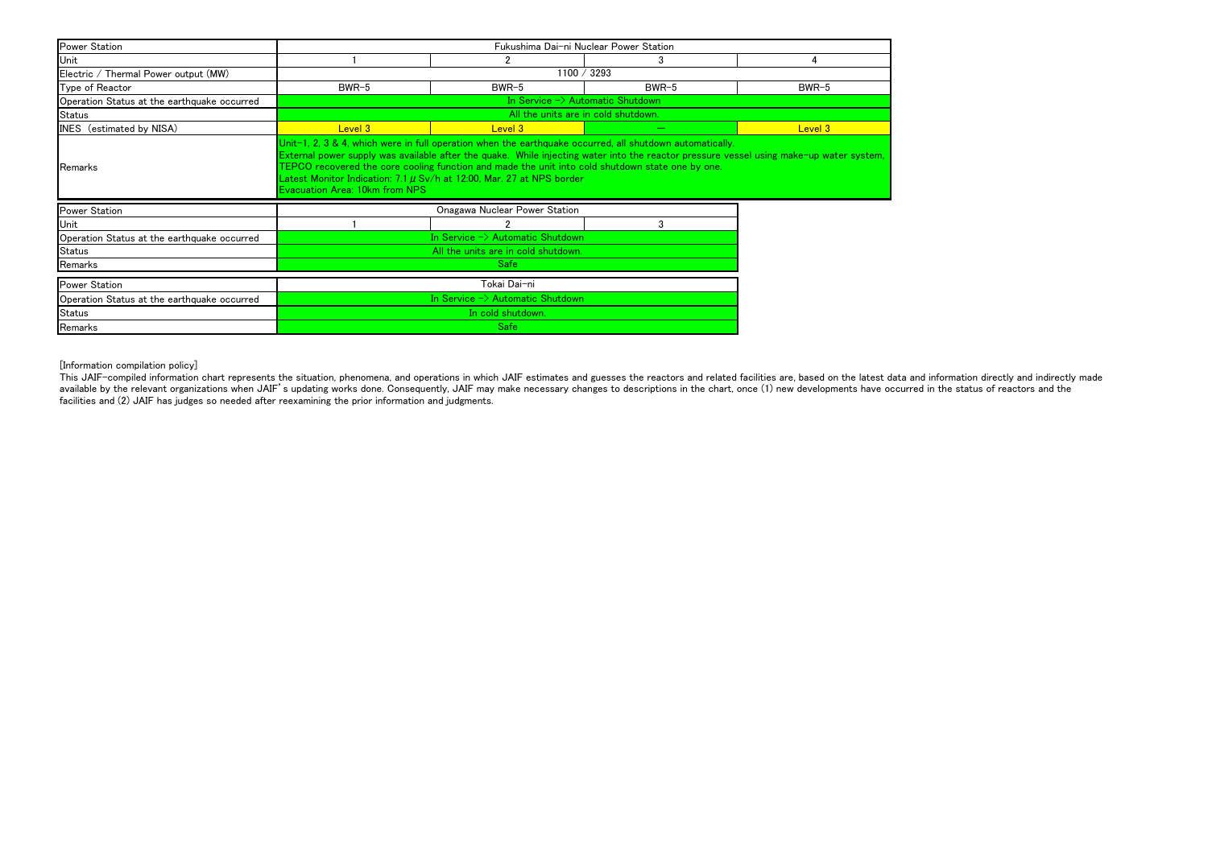| Power Station | Fukushima Dai-ni Nuclear Power Station | | | |
|---|---|---|---|---|
| Unit | 1 | 2 | 3 | 4 |
| Electric / Thermal Power output (MW) | 1100 / 3293 | | | |
| Type of Reactor | BWR-5 | BWR-5 | BWR-5 | BWR-5 |
| Operation Status at the earthquake occurred | In Service -> Automatic Shutdown | | | |
| Status | All the units are in cold shutdown. | | | |
| INES (estimated by NISA) | Level 3 | Level 3 | — | Level 3 |
| Remarks | Unit-1, 2, 3 & 4, which were in full operation when the earthquake occurred, all shutdown automatically.<br>External power supply was available after the quake. While injecting water into the reactor pressure vessel using make-up water system, TEPCO recovered the core cooling function and made the unit into cold shutdown state one by one.<br>Latest Monitor Indication: 7.1 μSv/h at 12:00, Mar. 27 at NPS border<br>Evacuation Area: 10km from NPS | | | |

| Power Station | Onagawa Nuclear Power Station | | |
|---|---|---|---|
| Unit | 1 | 2 | 3 |
| Operation Status at the earthquake occurred | In Service -> Automatic Shutdown | | |
| Status | All the units are in cold shutdown. | | |
| Remarks | Safe | | |

| Power Station | Tokai Dai-ni |
|---|---|
| Operation Status at the earthquake occurred | In Service -> Automatic Shutdown |
| Status | In cold shutdown. |
| Remarks | Safe |

[Information compilation policy]
This JAIF-compiled information chart represents the situation, phenomena, and operations in which JAIF estimates and guesses the reactors and related facilities are, based on the latest data and information directly and indirectly made available by the relevant organizations when JAIF's updating works done. Consequently, JAIF may make necessary changes to descriptions in the chart, once (1) new developments have occurred in the status of reactors and the facilities and (2) JAIF has judges so needed after reexamining the prior information and judgments.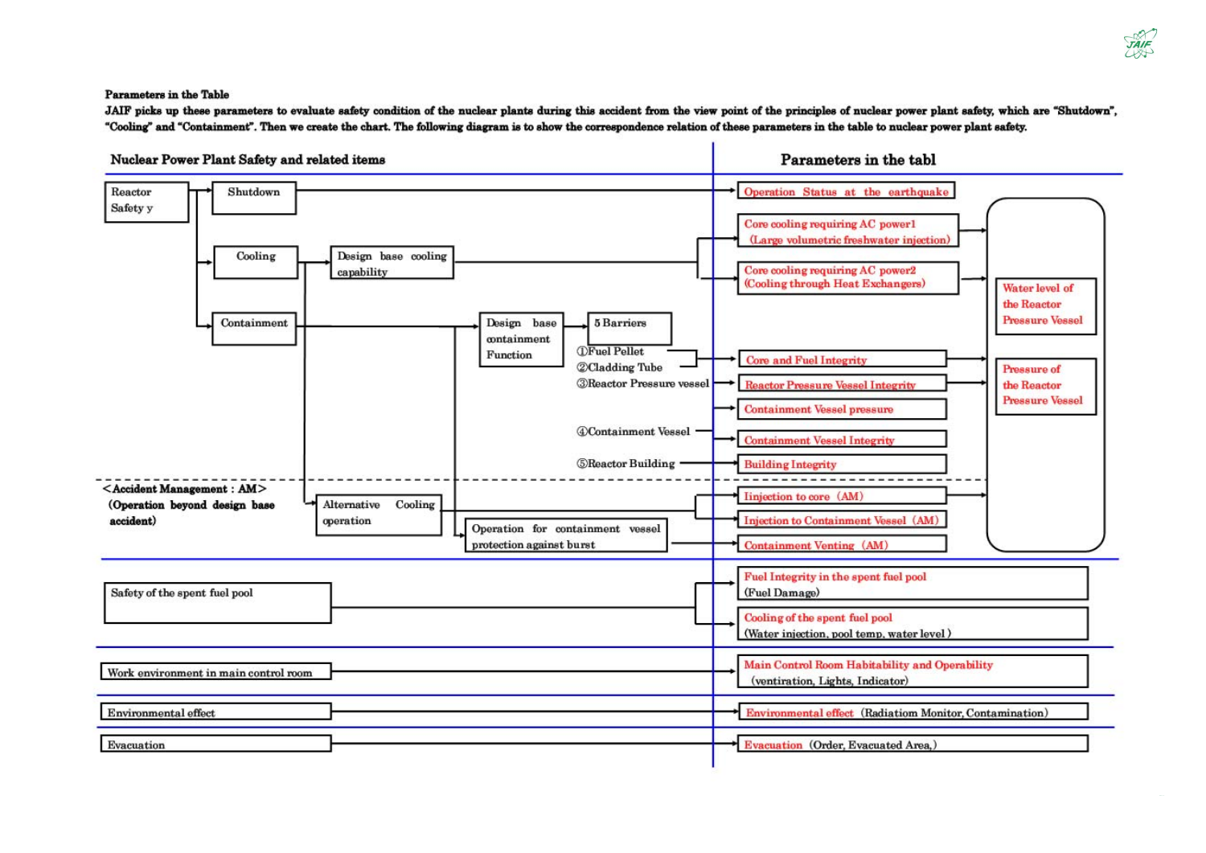**Parameters in the Table**

**JAIF picks up these parameters to evaluate safety condition of the nuclear plants during this accident from the view point of the principles of nuclear power plant safety, which are "Shutdown", "Cooling" and "Containment". Then we create the chart. The following diagram is to show the correspondence relation of these parameters in the table to nuclear power plant safety.**

| Nuclear Power Plant Safety and related items | Parameters in the tabl |
|---|---|
| Reactor Safety y → Shutdown | Operation Status at the earthquake |
| Reactor Safety y → Cooling → Design base cooling capability | Core cooling requiring AC power1 (Large volumetric freshwater injection) |
| | Core cooling requiring AC power2 (Cooling through Heat Exchangers) |
| Reactor Safety y → Containment → Design base containment Function → 5 Barriers: ①Fuel Pellet, ②Cladding Tube | Core and Fuel Integrity |
| ③Reactor Pressure vessel | Reactor Pressure Vessel Integrity |
| | Containment Vessel pressure |
| ④Containment Vessel | Containment Vessel Integrity |
| ⑤Reactor Building | Building Integrity |
| <Accident Management : AM> (Operation beyond design base accident) → Alternative Cooling operation | Injection to core (AM) |
| | Injection to Containment Vessel (AM) |
| Operation for containment vessel protection against burst | Containment Venting (AM) |
| Safety of the spent fuel pool | Fuel Integrity in the spent fuel pool (Fuel Damage) |
| | Cooling of the spent fuel pool (Water injection, pool temp, water level ) |
| Work environment in main control room | Main Control Room Habitability and Operability (ventiration, Lights, Indicator) |
| Environmental effect | Environmental effect (Radiatiom Monitor, Contamination) |
| Evacuation | Evacuation (Order, Evacuated Area,) |

Related parameters (reactor): Water level of the Reactor Pressure Vessel; Pressure of the Reactor Pressure Vessel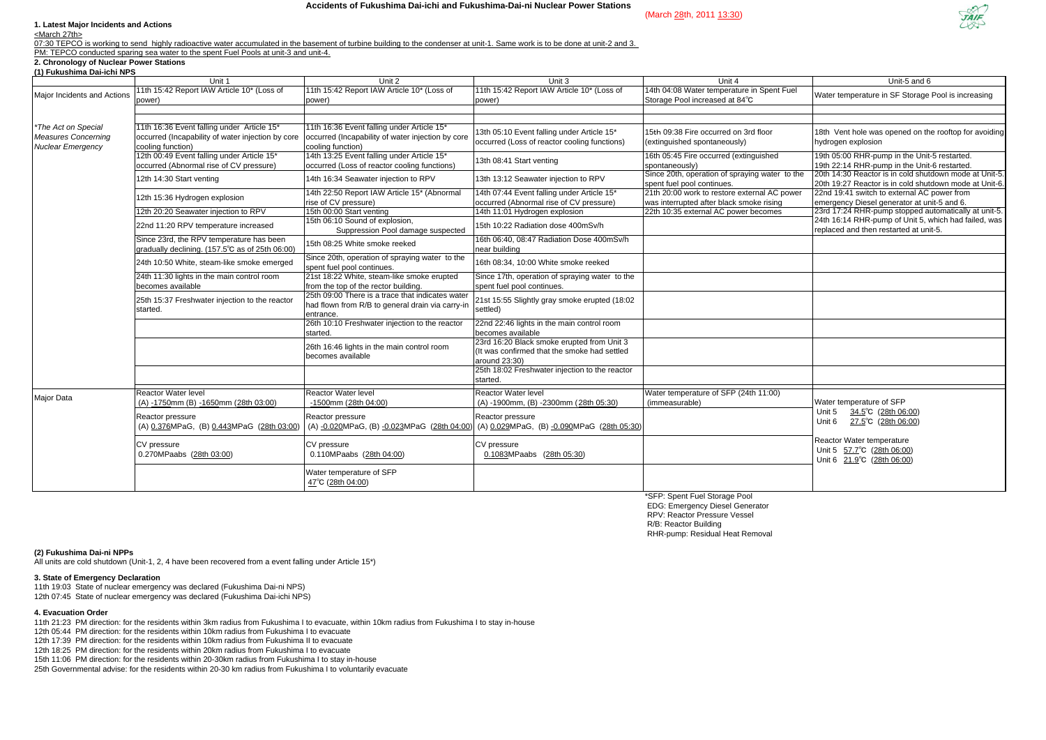# Accidents of Fukushima Dai-ichi and Fukushima-Dai-ni Nuclear Power Stations

(March 28th, 2011 13:30)

### 1. Latest Major Incidents and Actions

<March 27th>

07:30 TEPCO is working to send highly radioactive water accumulated in the basement of turbine building to the condenser at unit-1. Same work is to be done at unit-2 and 3.

PM: TEPCO conducted sparing sea water to the spent Fuel Pools at unit-3 and unit-4.

### 2. Chronology of Nuclear Power Stations

#### (1) Fukushima Dai-ichi NPS

| | Unit 1 | Unit 2 | Unit 3 | Unit 4 | Unit-5 and 6 |
|---|---|---|---|---|---|
| Major Incidents and Actions | 11th 15:42 Report IAW Article 10* (Loss of power) | 11th 15:42 Report IAW Article 10* (Loss of power) | 11th 15:42 Report IAW Article 10* (Loss of power) | 14th 04:08 Water temperature in Spent Fuel Storage Pool increased at 84℃ | Water temperature in SF Storage Pool is increasing |
| | | | | | |
| *The Act on Special Measures Concerning Nuclear Emergency* | 11th 16:36 Event falling under Article 15* occurred (Incapability of water injection by core cooling function) | 11th 16:36 Event falling under Article 15* occurred (Incapability of water injection by core cooling function) | 13th 05:10 Event falling under Article 15* occurred (Loss of reactor cooling functions) | 15th 09:38 Fire occurred on 3rd floor (extinguished spontaneously) | 18th Vent hole was opened on the rooftop for avoiding hydrogen explosion |
| | 12th 00:49 Event falling under Article 15* occurred (Abnormal rise of CV pressure) | 14th 13:25 Event falling under Article 15* occurred (Loss of reactor cooling functions) | 13th 08:41 Start venting | 16th 05:45 Fire occurred (extinguished spontaneously) | 19th 05:00 RHR-pump in the Unit-5 restarted. 19th 22:14 RHR-pump in the Unit-6 restarted. |
| | 12th 14:30 Start venting | 14th 16:34 Seawater injection to RPV | 13th 13:12 Seawater injection to RPV | Since 20th, operation of spraying water to the spent fuel pool continues. | 20th 14:30 Reactor is in cold shutdown mode at Unit-5. 20th 19:27 Reactor is in cold shutdown mode at Unit-6. |
| | 12th 15:36 Hydrogen explosion | 14th 22:50 Report IAW Article 15* (Abnormal rise of CV pressure) | 14th 07:44 Event falling under Article 15* occurred (Abnormal rise of CV pressure) | 21th 20:00 work to restore external AC power was interrupted after black smoke rising | 22nd 19:41 switch to external AC power from emergency Diesel generator at unit-5 and 6. |
| | 12th 20:20 Seawater injection to RPV | 15th 00:00 Start venting | 14th 11:01 Hydrogen explosion | 22th 10:35 external AC power becomes | 23rd 17:24 RHR-pump stopped automatically at unit-5. |
| | 22nd 11:20 RPV temperature increased | 15th 06:10 Sound of explosion, Suppression Pool damage suspected | 15th 10:22 Radiation dose 400mSv/h | | 24th 16:14 RHR-pump of Unit 5, which had failed, was replaced and then restarted at unit-5. |
| | Since 23rd, the RPV temperature has been gradually declining. (157.5℃ as of 25th 06:00) | 15th 08:25 White smoke reeked | 16th 06:40, 08:47 Radiation Dose 400mSv/h near building | | |
| | 24th 10:50 White, steam-like smoke emerged | Since 20th, operation of spraying water to the spent fuel pool continues. | 16th 08:34, 10:00 White smoke reeked | | |
| | 24th 11:30 lights in the main control room becomes available | 21st 18:22 White, steam-like smoke erupted from the top of the rector building. | Since 17th, operation of spraying water to the spent fuel pool continues. | | |
| | 25th 15:37 Freshwater injection to the reactor started. | 25th 09:00 There is a trace that indicates water had flown from R/B to general drain via carry-in entrance. | 21st 15:55 Slightly gray smoke erupted (18:02 settled) | | |
| | | 26th 10:10 Freshwater injection to the reactor started. | 22nd 22:46 lights in the main control room becomes available | | |
| | | 26th 16:46 lights in the main control room becomes available | 23rd 16:20 Black smoke erupted from Unit 3 (It was confirmed that the smoke had settled around 23:30) | | |
| | | | 25th 18:02 Freshwater injection to the reactor started. | | |
| | | | | | |
| Major Data | Reactor Water level (A) -1750mm (B) -1650mm (28th 03:00) | Reactor Water level -1500mm (28th 04:00) | Reactor Water level (A) -1900mm, (B) -2300mm (28th 05:30) | Water temperature of SFP (24th 11:00) (immeasurable) | Water temperature of SFP Unit 5 34.5℃ (28th 06:00) Unit 6 27.5℃ (28th 06:00) |
| | Reactor pressure (A) 0.376MPaG, (B) 0.443MPaG (28th 03:00) | Reactor pressure (A) -0.020MPaG, (B) -0.023MPaG (28th 04:00) | Reactor pressure (A) 0.029MPaG, (B) -0.090MPaG (28th 05:30) | | |
| | CV pressure 0.270MPaabs (28th 03:00) | CV pressure 0.110MPaabs (28th 04:00) | CV pressure 0.1083MPaabs (28th 05:30) | | Reactor Water temperature Unit 5 57.7℃ (28th 06:00) Unit 6 21.9℃ (28th 06:00) |
| | | Water temperature of SFP 47℃ (28th 04:00) | | | |

*SFP: Spent Fuel Storage Pool
EDG: Emergency Diesel Generator
RPV: Reactor Pressure Vessel
R/B: Reactor Building
RHR-pump: Residual Heat Removal

#### (2) Fukushima Dai-ni NPPs

All units are cold shutdown (Unit-1, 2, 4 have been recovered from a event falling under Article 15*)

### 3. State of Emergency Declaration

11th 19:03 State of nuclear emergency was declared (Fukushima Dai-ni NPS)
12th 07:45 State of nuclear emergency was declared (Fukushima Dai-ichi NPS)

### 4. Evacuation Order

11th 21:23 PM direction: for the residents within 3km radius from Fukushima I to evacuate, within 10km radius from Fukushima I to stay in-house
12th 05:44 PM direction: for the residents within 10km radius from Fukushima I to evacuate
12th 17:39 PM direction: for the residents within 10km radius from Fukushima II to evacuate
12th 18:25 PM direction: for the residents within 20km radius from Fukushima I to evacuate
15th 11:06 PM direction: for the residents within 20-30km radius from Fukushima I to stay in-house
25th Governmental advise: for the residents within 20-30 km radius from Fukushima I to voluntarily evacuate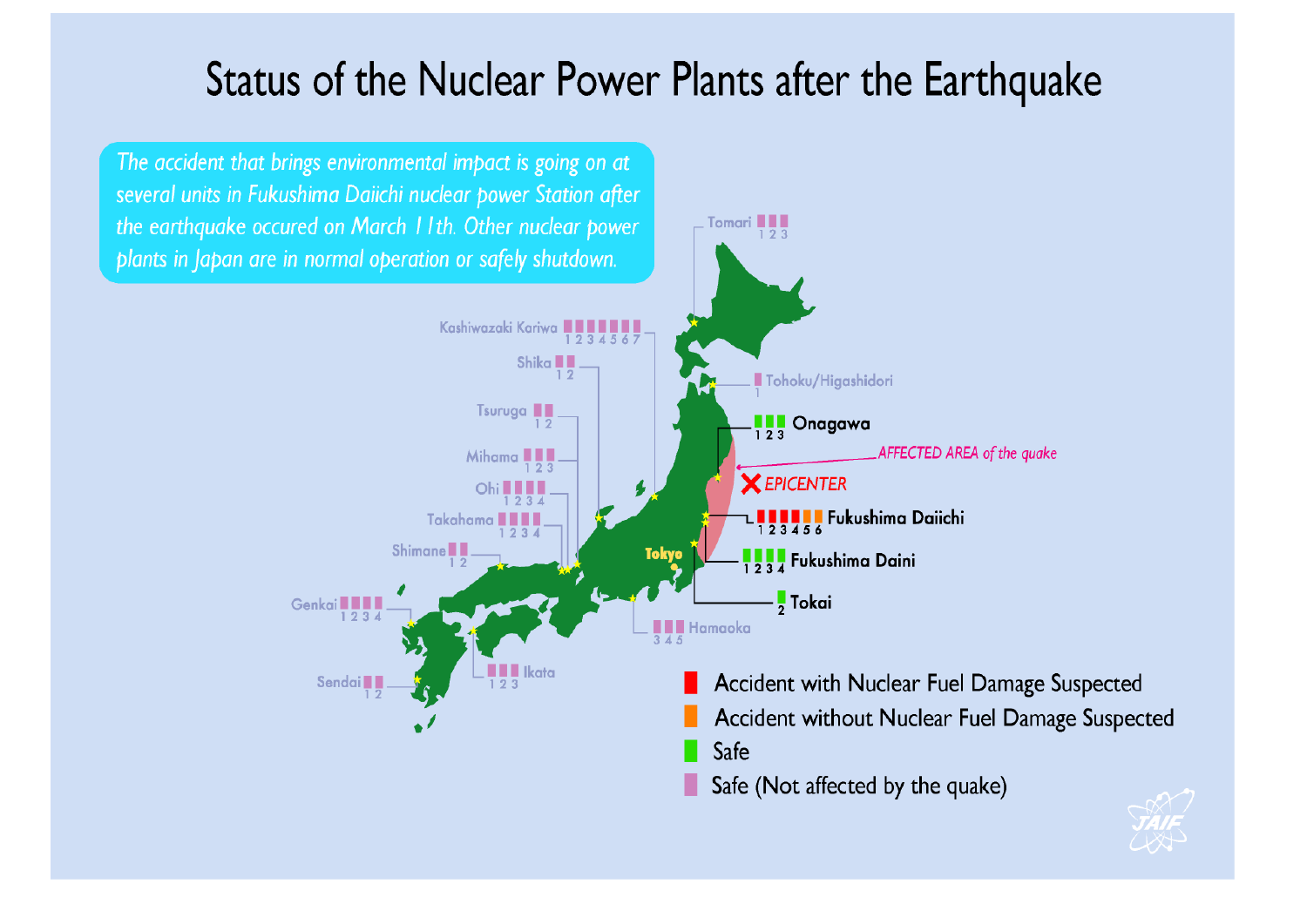# Status of the Nuclear Power Plants after the Earthquake

*The accident that brings environmental impact is going on at several units in Fukushima Daiichi nuclear power Station after the earthquake occured on March 11th. Other nuclear power plants in Japan are in normal operation or safely shutdown.*

Tomari 1 2 3

Kashiwazaki Kariwa 1 2 3 4 5 6 7

Shika 1 2

Tohoku/Higashidori 1

Tsuruga 1 2

Onagawa 1 2 3

Mihama 1 2 3

AFFECTED AREA of the quake

EPICENTER

Ohi 1 2 3 4

Takahama 1 2 3 4

Fukushima Daiichi 1 2 3 4 5 6

Shimane 1 2

Tokyo

Fukushima Daini 1 2 3 4

Tokai 2

Genkai 1 2 3 4

Hamaoka 3 4 5

Ikata 1 2 3

Sendai 1 2

- Accident with Nuclear Fuel Damage Suspected
- Accident without Nuclear Fuel Damage Suspected
- Safe
- Safe (Not affected by the quake)

JAIF